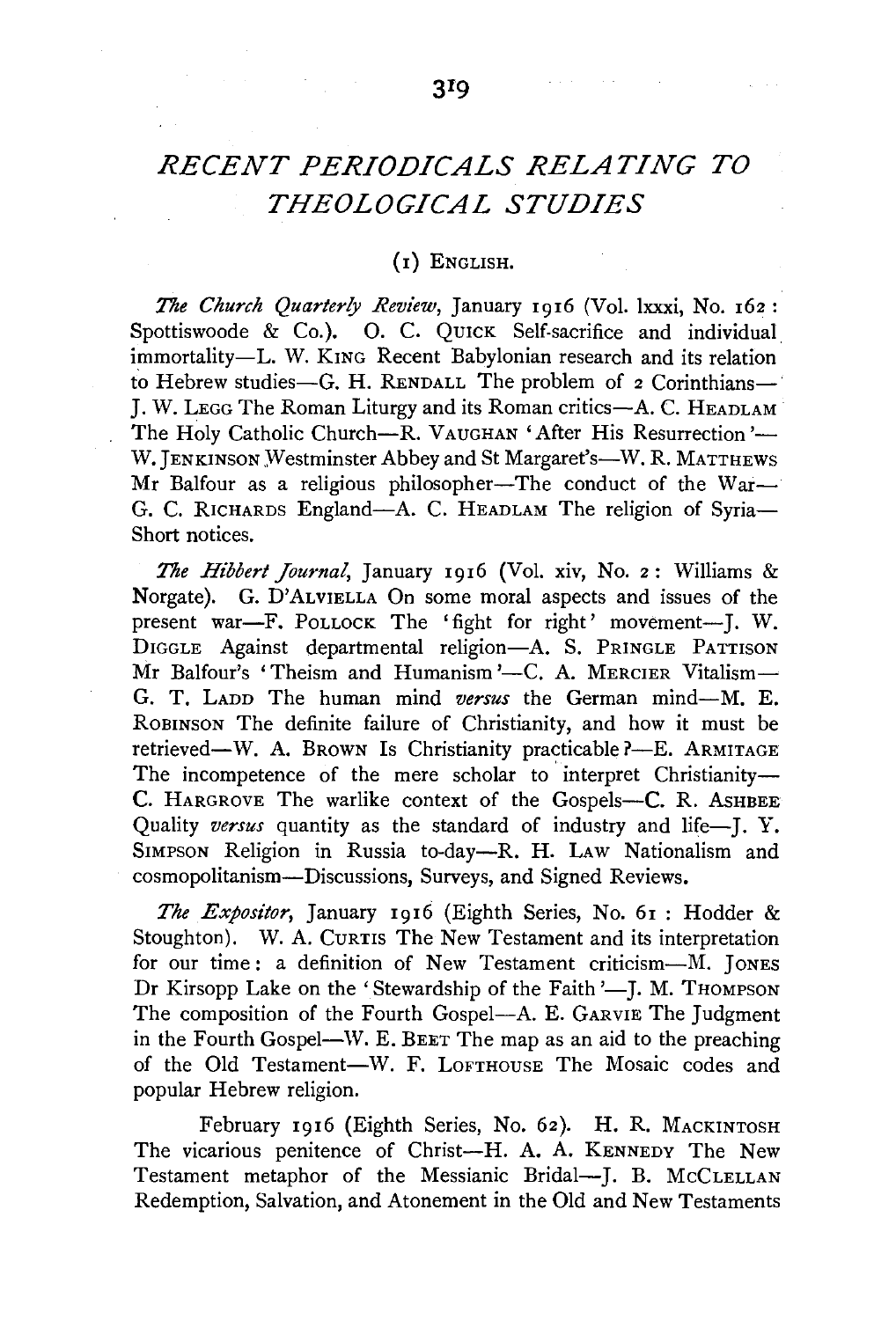# *RECENT PERIODICALS RELATING TO THEOLOGICAL STUDIES*

## (1) English.

*The Church Quarterly Review*, January 1916 (Vol. lxxxi, No. 162: Spottiswoode & Co.). O. C. Quick Self-sacrifice and individual immortality—L. W. King Recent Babylonian research and its relation to Hebrew studies—G. H. Rendall The problem of 2 Corinthians—J. W. Legg The Roman Liturgy and its Roman critics—A. C. Headlam The Holy Catholic Church—R. Vaughan 'After His Resurrection'—W. Jenkinson Westminster Abbey and St Margaret's—W. R. Matthews Mr Balfour as a religious philosopher—The conduct of the War—G. C. Richards England—A. C. Headlam The religion of Syria—Short notices.

*The Hibbert Journal*, January 1916 (Vol. xiv, No. 2: Williams & Norgate). G. D'Alviella On some moral aspects and issues of the present war—F. Pollock The 'fight for right' movement—J. W. Diggle Against departmental religion—A. S. Pringle Pattison Mr Balfour's 'Theism and Humanism'—C. A. Mercier Vitalism—G. T. Ladd The human mind *versus* the German mind—M. E. Robinson The definite failure of Christianity, and how it must be retrieved—W. A. Brown Is Christianity practicable?—E. Armitage The incompetence of the mere scholar to interpret Christianity—C. Hargrove The warlike context of the Gospels—C. R. Ashbee Quality *versus* quantity as the standard of industry and life—J. Y. Simpson Religion in Russia to-day—R. H. Law Nationalism and cosmopolitanism—Discussions, Surveys, and Signed Reviews.

*The Expositor*, January 1916 (Eighth Series, No. 61: Hodder & Stoughton). W. A. Curtis The New Testament and its interpretation for our time: a definition of New Testament criticism—M. Jones Dr Kirsopp Lake on the 'Stewardship of the Faith'—J. M. Thompson The composition of the Fourth Gospel—A. E. Garvie The Judgment in the Fourth Gospel—W. E. Beet The map as an aid to the preaching of the Old Testament—W. F. Lofthouse The Mosaic codes and popular Hebrew religion.

February 1916 (Eighth Series, No. 62). H. R. Mackintosh The vicarious penitence of Christ—H. A. A. Kennedy The New Testament metaphor of the Messianic Bridal—J. B. McClellan Redemption, Salvation, and Atonement in the Old and New Testaments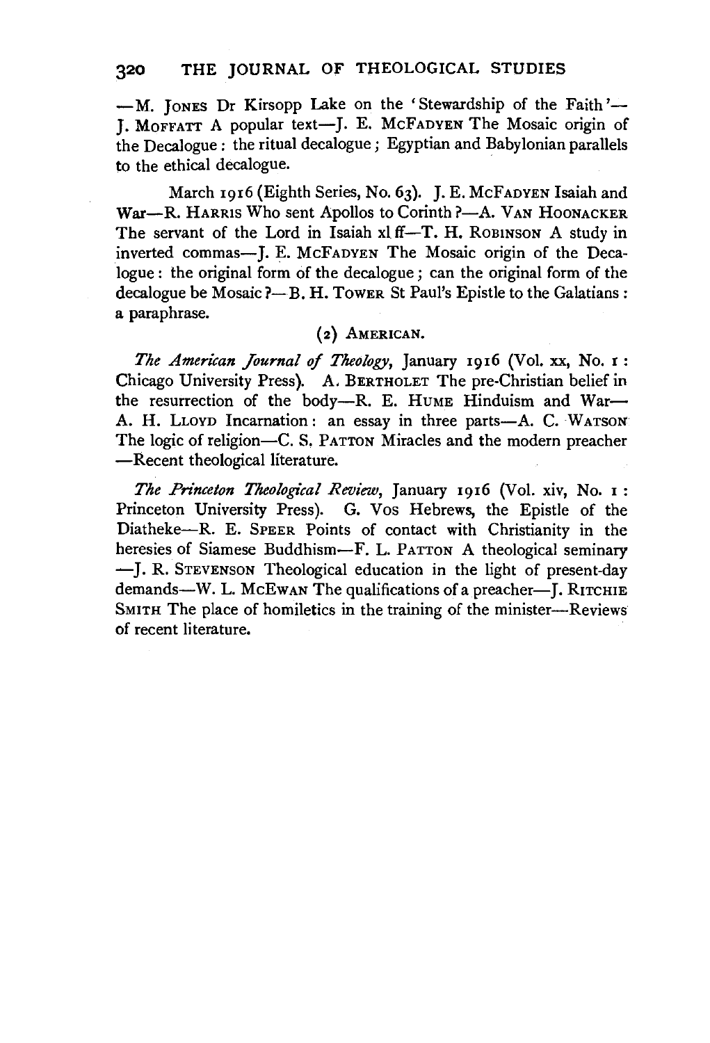—M. JONES Dr Kirsopp Lake on the 'Stewardship of the Faith'—J. MOFFATT A popular text—J. E. McFADYEN The Mosaic origin of the Decalogue: the ritual decalogue; Egyptian and Babylonian parallels to the ethical decalogue.

March 1916 (Eighth Series, No. 63). J. E. McFADYEN Isaiah and War—R. HARRIS Who sent Apollos to Corinth?—A. VAN HOONACKER The servant of the Lord in Isaiah xl ff—T. H. ROBINSON A study in inverted commas—J. E. McFADYEN The Mosaic origin of the Decalogue: the original form of the decalogue; can the original form of the decalogue be Mosaic?—B. H. TOWER St Paul's Epistle to the Galatians: a paraphrase.

## (2) AMERICAN.

*The American Journal of Theology*, January 1916 (Vol. xx, No. 1: Chicago University Press). A. BERTHOLET The pre-Christian belief in the resurrection of the body—R. E. HUME Hinduism and War—A. H. LLOYD Incarnation: an essay in three parts—A. C. WATSON The logic of religion—C. S. PATTON Miracles and the modern preacher—Recent theological literature.

*The Princeton Theological Review*, January 1916 (Vol. xiv, No. 1: Princeton University Press). G. VOS Hebrews, the Epistle of the Diatheke—R. E. SPEER Points of contact with Christianity in the heresies of Siamese Buddhism—F. L. PATTON A theological seminary—J. R. STEVENSON Theological education in the light of present-day demands—W. L. McEWAN The qualifications of a preacher—J. RITCHIE SMITH The place of homiletics in the training of the minister—Reviews of recent literature.